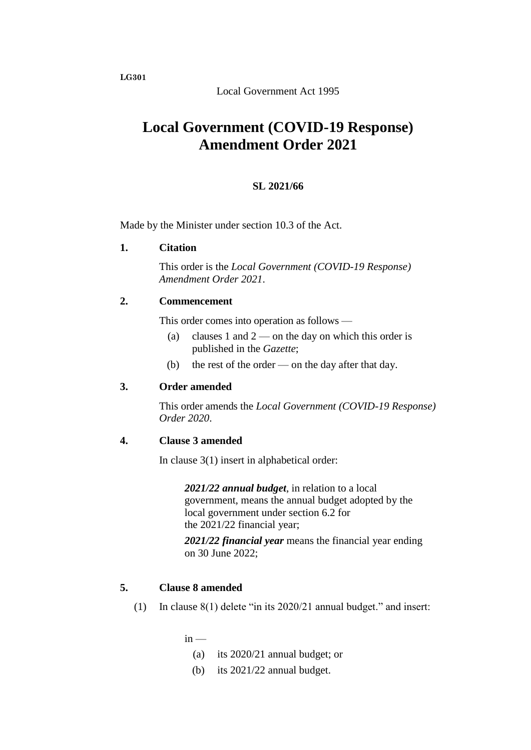LG301

Local Government Act 1995

# Local Government (COVID-19 Response) Amendment Order 2021

**SL 2021/66**

Made by the Minister under section 10.3 of the Act.

## 1. Citation

This order is the *Local Government (COVID-19 Response) Amendment Order 2021*.

## 2. Commencement

This order comes into operation as follows —

(a) clauses 1 and 2 — on the day on which this order is published in the *Gazette*;

(b) the rest of the order — on the day after that day.

## 3. Order amended

This order amends the *Local Government (COVID-19 Response) Order 2020*.

## 4. Clause 3 amended

In clause 3(1) insert in alphabetical order:

> ***2021/22 annual budget***, in relation to a local government, means the annual budget adopted by the local government under section 6.2 for the 2021/22 financial year;
>
> ***2021/22 financial year*** means the financial year ending on 30 June 2022;

## 5. Clause 8 amended

(1) In clause 8(1) delete "in its 2020/21 annual budget." and insert:

> in —
>
> (a) its 2020/21 annual budget; or
>
> (b) its 2021/22 annual budget.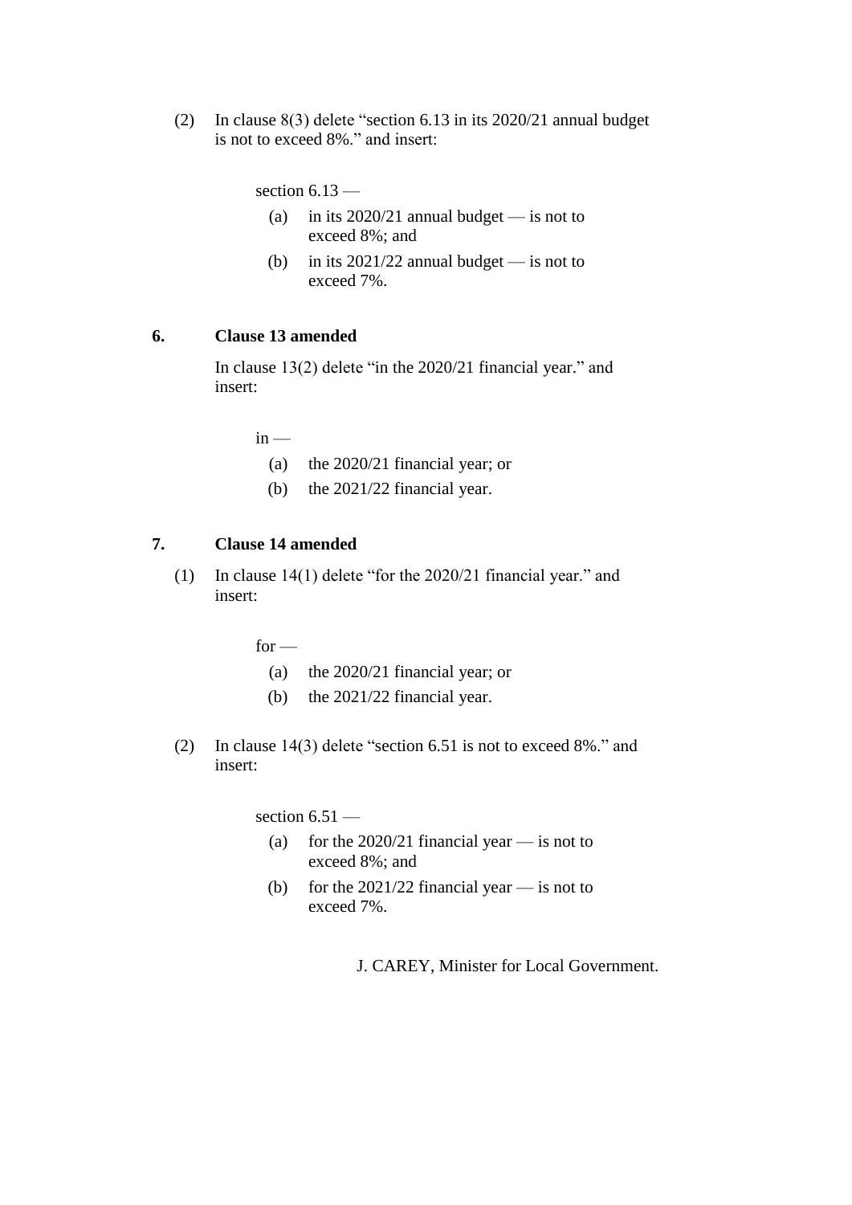(2) In clause 8(3) delete "section 6.13 in its 2020/21 annual budget is not to exceed 8%." and insert:

> section 6.13 —
>
> (a) in its 2020/21 annual budget — is not to exceed 8%; and
>
> (b) in its 2021/22 annual budget — is not to exceed 7%.

### 6. Clause 13 amended

In clause 13(2) delete "in the 2020/21 financial year." and insert:

> in —
>
> (a) the 2020/21 financial year; or
>
> (b) the 2021/22 financial year.

### 7. Clause 14 amended

(1) In clause 14(1) delete "for the 2020/21 financial year." and insert:

> for —
>
> (a) the 2020/21 financial year; or
>
> (b) the 2021/22 financial year.

(2) In clause 14(3) delete "section 6.51 is not to exceed 8%." and insert:

> section 6.51 —
>
> (a) for the 2020/21 financial year — is not to exceed 8%; and
>
> (b) for the 2021/22 financial year — is not to exceed 7%.

J. CAREY, Minister for Local Government.